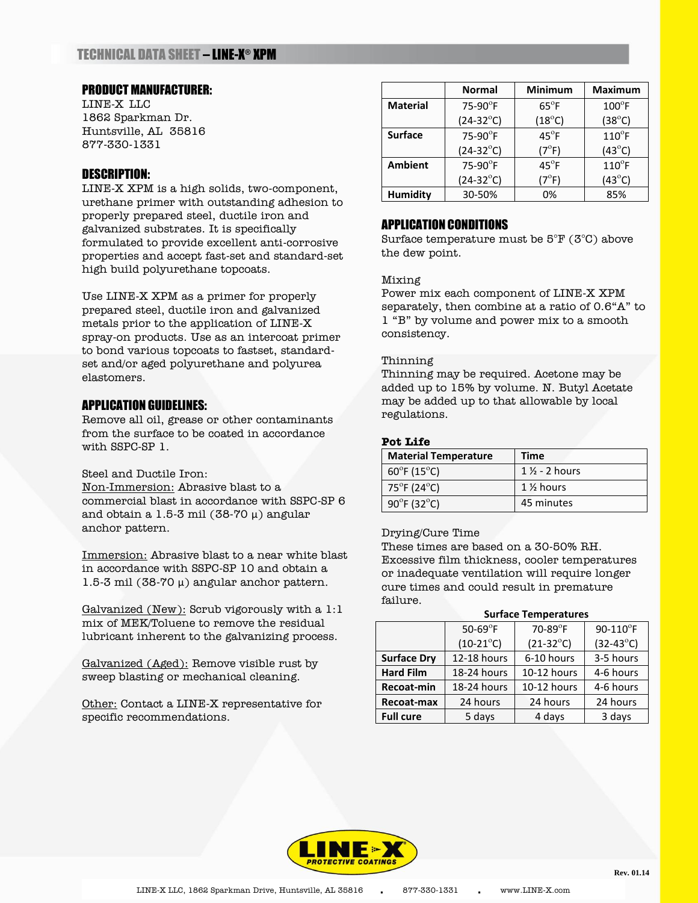# TECHNICAL DATA SHEET – LINE-X® XPM

## PRODUCT MANUFACTURER:

LINE-X LLC
1862 Sparkman Dr.
Huntsville, AL 35816
877-330-1331

## DESCRIPTION:

LINE-X XPM is a high solids, two-component, urethane primer with outstanding adhesion to properly prepared steel, ductile iron and galvanized substrates. It is specifically formulated to provide excellent anti-corrosive properties and accept fast-set and standard-set high build polyurethane topcoats.

Use LINE-X XPM as a primer for properly prepared steel, ductile iron and galvanized metals prior to the application of LINE-X spray-on products. Use as an intercoat primer to bond various topcoats to fastset, standard-set and/or aged polyurethane and polyurea elastomers.

## APPLICATION GUIDELINES:

Remove all oil, grease or other contaminants from the surface to be coated in accordance with SSPC-SP 1.

Steel and Ductile Iron:
Non-Immersion: Abrasive blast to a commercial blast in accordance with SSPC-SP 6 and obtain a 1.5-3 mil (38-70 µ) angular anchor pattern.

Immersion: Abrasive blast to a near white blast in accordance with SSPC-SP 10 and obtain a 1.5-3 mil (38-70 µ) angular anchor pattern.

Galvanized (New): Scrub vigorously with a 1:1 mix of MEK/Toluene to remove the residual lubricant inherent to the galvanizing process.

Galvanized (Aged): Remove visible rust by sweep blasting or mechanical cleaning.

Other: Contact a LINE-X representative for specific recommendations.

| | Normal | Minimum | Maximum |
|---|---|---|---|
| **Material** | 75-90°F (24-32°C) | 65°F (18°C) | 100°F (38°C) |
| **Surface** | 75-90°F (24-32°C) | 45°F (7°F) | 110°F (43°C) |
| **Ambient** | 75-90°F (24-32°C) | 45°F (7°F) | 110°F (43°C) |
| **Humidity** | 30-50% | 0% | 85% |

## APPLICATION CONDITIONS

Surface temperature must be 5°F (3°C) above the dew point.

Mixing
Power mix each component of LINE-X XPM separately, then combine at a ratio of 0.6"A" to 1 "B" by volume and power mix to a smooth consistency.

Thinning
Thinning may be required. Acetone may be added up to 15% by volume. N. Butyl Acetate may be added up to that allowable by local regulations.

**Pot Life**

| Material Temperature | Time |
|---|---|
| 60°F (15°C) | 1 ½ - 2 hours |
| 75°F (24°C) | 1 ½ hours |
| 90°F (32°C) | 45 minutes |

Drying/Cure Time
These times are based on a 30-50% RH. Excessive film thickness, cooler temperatures or inadequate ventilation will require longer cure times and could result in premature failure.

**Surface Temperatures**

| | 50-69°F (10-21°C) | 70-89°F (21-32°C) | 90-110°F (32-43°C) |
|---|---|---|---|
| **Surface Dry** | 12-18 hours | 6-10 hours | 3-5 hours |
| **Hard Film** | 18-24 hours | 10-12 hours | 4-6 hours |
| **Recoat-min** | 18-24 hours | 10-12 hours | 4-6 hours |
| **Recoat-max** | 24 hours | 24 hours | 24 hours |
| **Full cure** | 5 days | 4 days | 3 days |

Rev. 01.14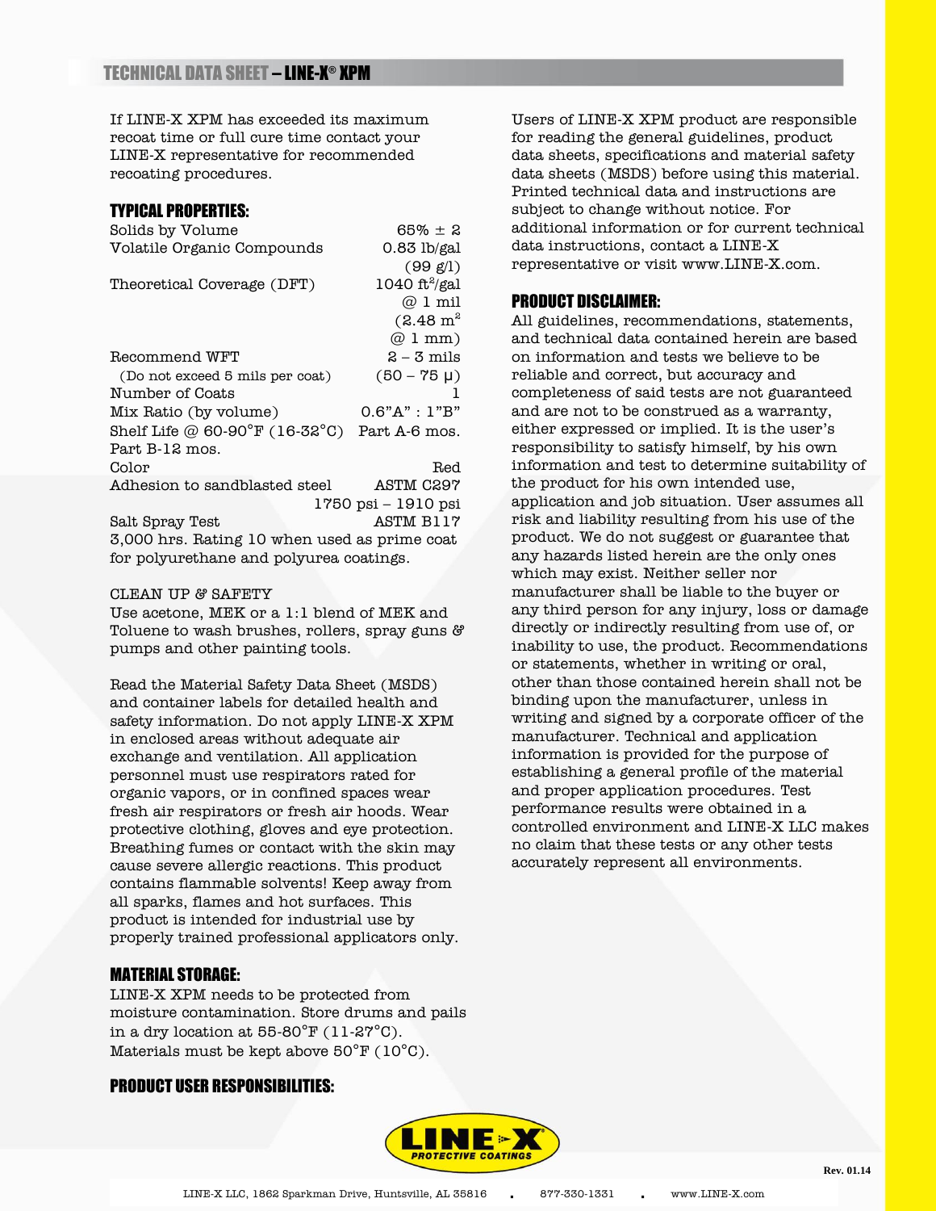If LINE-X XPM has exceeded its maximum recoat time or full cure time contact your LINE-X representative for recommended recoating procedures.

## TYPICAL PROPERTIES:

| | |
|---|---|
| Solids by Volume | 65% ± 2 |
| Volatile Organic Compounds | 0.83 lb/gal (99 g/l) |
| Theoretical Coverage (DFT) | 1040 ft²/gal @ 1 mil (2.48 m² @ 1 mm) |
| Recommend WFT (Do not exceed 5 mils per coat) | 2 – 3 mils (50 – 75 μ) |
| Number of Coats | 1 |
| Mix Ratio (by volume) | 0.6"A" : 1"B" |
| Shelf Life @ 60-90°F (16-32°C) | Part A-6 mos. Part B-12 mos. |
| Color | Red |
| Adhesion to sandblasted steel | ASTM C297 1750 psi – 1910 psi |
| Salt Spray Test | ASTM B117 3,000 hrs. Rating 10 when used as prime coat for polyurethane and polyurea coatings. |

CLEAN UP & SAFETY

Use acetone, MEK or a 1:1 blend of MEK and Toluene to wash brushes, rollers, spray guns & pumps and other painting tools.

Read the Material Safety Data Sheet (MSDS) and container labels for detailed health and safety information. Do not apply LINE-X XPM in enclosed areas without adequate air exchange and ventilation. All application personnel must use respirators rated for organic vapors, or in confined spaces wear fresh air respirators or fresh air hoods. Wear protective clothing, gloves and eye protection. Breathing fumes or contact with the skin may cause severe allergic reactions. This product contains flammable solvents! Keep away from all sparks, flames and hot surfaces. This product is intended for industrial use by properly trained professional applicators only.

## MATERIAL STORAGE:

LINE-X XPM needs to be protected from moisture contamination. Store drums and pails in a dry location at 55-80°F (11-27°C). Materials must be kept above 50°F (10°C).

## PRODUCT USER RESPONSIBILITIES:

Users of LINE-X XPM product are responsible for reading the general guidelines, product data sheets, specifications and material safety data sheets (MSDS) before using this material. Printed technical data and instructions are subject to change without notice. For additional information or for current technical data instructions, contact a LINE-X representative or visit www.LINE-X.com.

## PRODUCT DISCLAIMER:

All guidelines, recommendations, statements, and technical data contained herein are based on information and tests we believe to be reliable and correct, but accuracy and completeness of said tests are not guaranteed and are not to be construed as a warranty, either expressed or implied. It is the user's responsibility to satisfy himself, by his own information and test to determine suitability of the product for his own intended use, application and job situation. User assumes all risk and liability resulting from his use of the product. We do not suggest or guarantee that any hazards listed herein are the only ones which may exist. Neither seller nor manufacturer shall be liable to the buyer or any third person for any injury, loss or damage directly or indirectly resulting from use of, or inability to use, the product. Recommendations or statements, whether in writing or oral, other than those contained herein shall not be binding upon the manufacturer, unless in writing and signed by a corporate officer of the manufacturer. Technical and application information is provided for the purpose of establishing a general profile of the material and proper application procedures. Test performance results were obtained in a controlled environment and LINE-X LLC makes no claim that these tests or any other tests accurately represent all environments.

Rev. 01.14

LINE-X LLC, 1862 Sparkman Drive, Huntsville, AL 35816 . 877-330-1331 . www.LINE-X.com